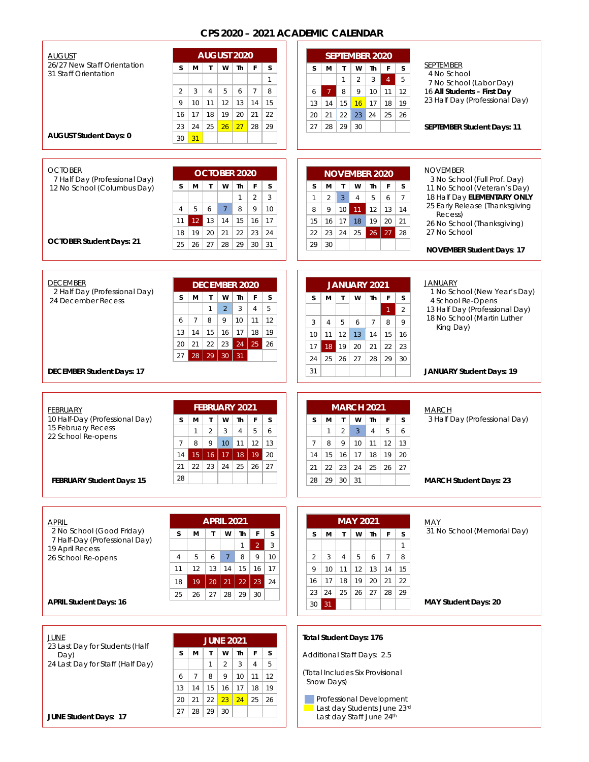# CPS 2020 – 2021 ACADEMIC CALENDAR

## AUGUST

26/27 New Staff Orientation
31 Staff Orientation

**AUGUST Student Days: 0**

**AUGUST 2020**

| S | M | T | W | Th | F | S |
|---|---|---|---|---|---|---|
| | | | | | | 1 |
| 2 | 3 | 4 | 5 | 6 | 7 | 8 |
| 9 | 10 | 11 | 12 | 13 | 14 | 15 |
| 16 | 17 | 18 | 19 | 20 | 21 | 22 |
| 23 | 24 | 25 | 26 | 27 | 28 | 29 |
| 30 | 31 | | | | | |

## SEPTEMBER

4 No School
7 No School (Labor Day)
16 **All Students – First Day**
23 Half Day (Professional Day)

**SEPTEMBER Student Days: 11**

**SEPTEMBER 2020**

| S | M | T | W | Th | F | S |
|---|---|---|---|---|---|---|
| | | 1 | 2 | 3 | 4 | 5 |
| 6 | 7 | 8 | 9 | 10 | 11 | 12 |
| 13 | 14 | 15 | 16 | 17 | 18 | 19 |
| 20 | 21 | 22 | 23 | 24 | 25 | 26 |
| 27 | 28 | 29 | 30 | | | |

## OCTOBER

7 Half Day (Professional Day)
12 No School (Columbus Day)

**OCTOBER Student Days: 21**

**OCTOBER 2020**

| S | M | T | W | Th | F | S |
|---|---|---|---|---|---|---|
| | | | | 1 | 2 | 3 |
| 4 | 5 | 6 | 7 | 8 | 9 | 10 |
| 11 | 12 | 13 | 14 | 15 | 16 | 17 |
| 18 | 19 | 20 | 21 | 22 | 23 | 24 |
| 25 | 26 | 27 | 28 | 29 | 30 | 31 |

## NOVEMBER

3 No School (Full Prof. Day)
11 No School (Veteran's Day)
18 Half Day **ELEMENTARY ONLY**
25 Early Release (Thanksgiving Recess)
26 No School (Thanksgiving)
27 No School

**NOVEMBER Student Days: 17**

**NOVEMBER 2020**

| S | M | T | W | Th | F | S |
|---|---|---|---|---|---|---|
| 1 | 2 | 3 | 4 | 5 | 6 | 7 |
| 8 | 9 | 10 | 11 | 12 | 13 | 14 |
| 15 | 16 | 17 | 18 | 19 | 20 | 21 |
| 22 | 23 | 24 | 25 | 26 | 27 | 28 |
| 29 | 30 | | | | | |

## DECEMBER

2 Half Day (Professional Day)
24 December Recess

**DECEMBER Student Days: 17**

**DECEMBER 2020**

| S | M | T | W | Th | F | S |
|---|---|---|---|---|---|---|
| | | 1 | 2 | 3 | 4 | 5 |
| 6 | 7 | 8 | 9 | 10 | 11 | 12 |
| 13 | 14 | 15 | 16 | 17 | 18 | 19 |
| 20 | 21 | 22 | 23 | 24 | 25 | 26 |
| 27 | 28 | 29 | 30 | 31 | | |

## JANUARY

1 No School (New Year's Day)
4 School Re-Opens
13 Half Day (Professional Day)
18 No School (Martin Luther King Day)

**JANUARY Student Days: 19**

**JANUARY 2021**

| S | M | T | W | Th | F | S |
|---|---|---|---|---|---|---|
| | | | | | 1 | 2 |
| 3 | 4 | 5 | 6 | 7 | 8 | 9 |
| 10 | 11 | 12 | 13 | 14 | 15 | 16 |
| 17 | 18 | 19 | 20 | 21 | 22 | 23 |
| 24 | 25 | 26 | 27 | 28 | 29 | 30 |
| 31 | | | | | | |

## FEBRUARY

10 Half-Day (Professional Day)
15 February Recess
22 School Re-opens

**FEBRUARY Student Days: 15**

**FEBRUARY 2021**

| S | M | T | W | Th | F | S |
|---|---|---|---|---|---|---|
| | 1 | 2 | 3 | 4 | 5 | 6 |
| 7 | 8 | 9 | 10 | 11 | 12 | 13 |
| 14 | 15 | 16 | 17 | 18 | 19 | 20 |
| 21 | 22 | 23 | 24 | 25 | 26 | 27 |
| 28 | | | | | | |

## MARCH

3 Half Day (Professional Day)

**MARCH Student Days: 23**

**MARCH 2021**

| S | M | T | W | Th | F | S |
|---|---|---|---|---|---|---|
| | 1 | 2 | 3 | 4 | 5 | 6 |
| 7 | 8 | 9 | 10 | 11 | 12 | 13 |
| 14 | 15 | 16 | 17 | 18 | 19 | 20 |
| 21 | 22 | 23 | 24 | 25 | 26 | 27 |
| 28 | 29 | 30 | 31 | | | |

## APRIL

2 No School (Good Friday)
7 Half-Day (Professional Day)
19 April Recess
26 School Re-opens

**APRIL Student Days: 16**

**APRIL 2021**

| S | M | T | W | Th | F | S |
|---|---|---|---|---|---|---|
| | | | | 1 | 2 | 3 |
| 4 | 5 | 6 | 7 | 8 | 9 | 10 |
| 11 | 12 | 13 | 14 | 15 | 16 | 17 |
| 18 | 19 | 20 | 21 | 22 | 23 | 24 |
| 25 | 26 | 27 | 28 | 29 | 30 | |

## MAY

31 No School (Memorial Day)

**MAY Student Days: 20**

**MAY 2021**

| S | M | T | W | Th | F | S |
|---|---|---|---|---|---|---|
| | | | | | | 1 |
| 2 | 3 | 4 | 5 | 6 | 7 | 8 |
| 9 | 10 | 11 | 12 | 13 | 14 | 15 |
| 16 | 17 | 18 | 19 | 20 | 21 | 22 |
| 23 | 24 | 25 | 26 | 27 | 28 | 29 |
| 30 | 31 | | | | | |

## JUNE

23 Last Day for Students (Half Day)
24 Last Day for Staff (Half Day)

**JUNE Student Days: 17**

**JUNE 2021**

| S | M | T | W | Th | F | S |
|---|---|---|---|---|---|---|
| | | 1 | 2 | 3 | 4 | 5 |
| 6 | 7 | 8 | 9 | 10 | 11 | 12 |
| 13 | 14 | 15 | 16 | 17 | 18 | 19 |
| 20 | 21 | 22 | 23 | 24 | 25 | 26 |
| 27 | 28 | 29 | 30 | | | |

**Total Student Days: 176**

Additional Staff Days: 2.5

(Total Includes Six Provisional Snow Days)

Professional Development
Last day Students June 23rd
Last day Staff June 24th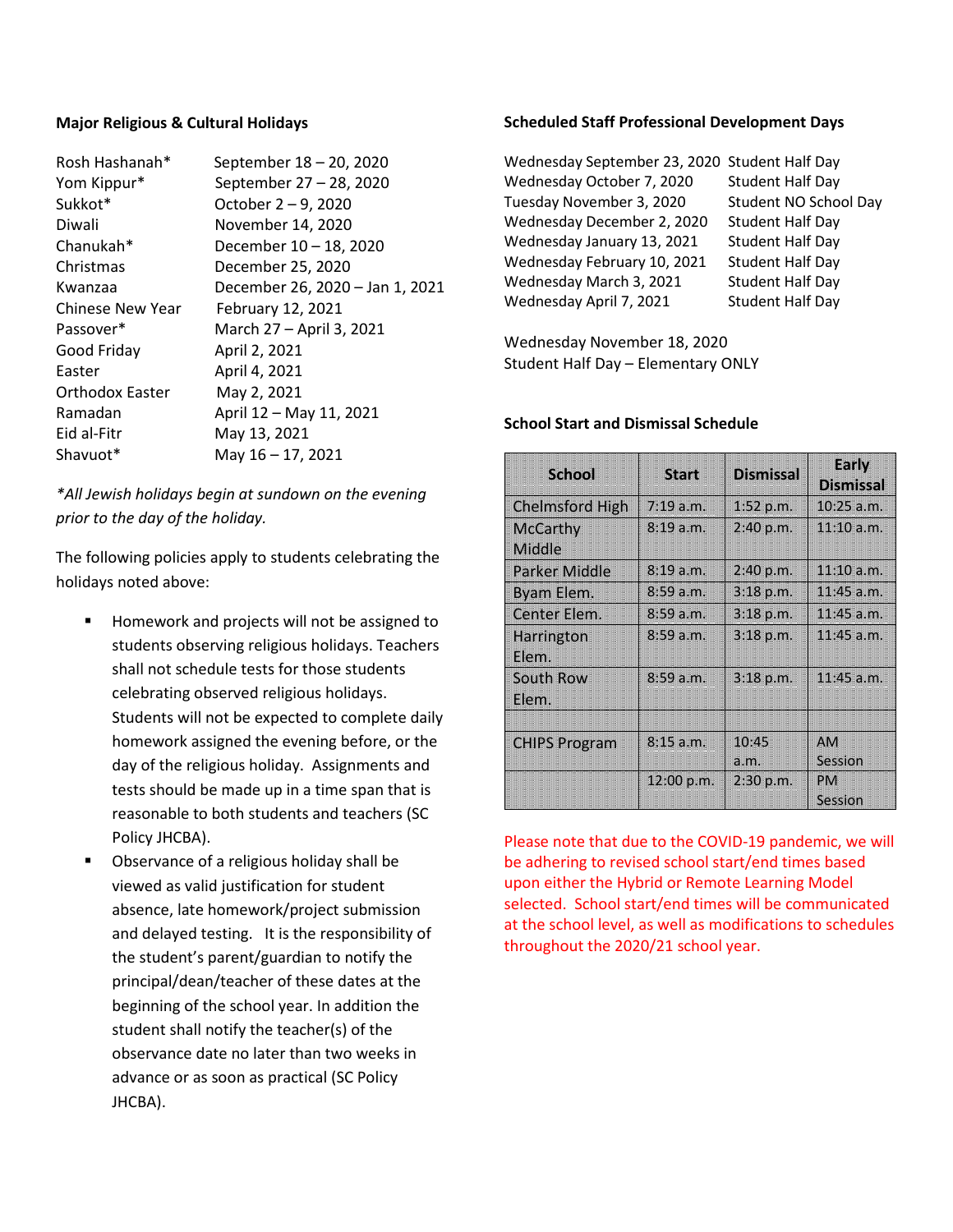### Major Religious & Cultural Holidays

| | |
|---|---|
| Rosh Hashanah* | September 18 – 20, 2020 |
| Yom Kippur* | September 27 – 28, 2020 |
| Sukkot* | October 2 – 9, 2020 |
| Diwali | November 14, 2020 |
| Chanukah* | December 10 – 18, 2020 |
| Christmas | December 25, 2020 |
| Kwanzaa | December 26, 2020 – Jan 1, 2021 |
| Chinese New Year | February 12, 2021 |
| Passover* | March 27 – April 3, 2021 |
| Good Friday | April 2, 2021 |
| Easter | April 4, 2021 |
| Orthodox Easter | May 2, 2021 |
| Ramadan | April 12 – May 11, 2021 |
| Eid al-Fitr | May 13, 2021 |
| Shavuot* | May 16 – 17, 2021 |

*\*All Jewish holidays begin at sundown on the evening prior to the day of the holiday.*

The following policies apply to students celebrating the holidays noted above:

- Homework and projects will not be assigned to students observing religious holidays. Teachers shall not schedule tests for those students celebrating observed religious holidays. Students will not be expected to complete daily homework assigned the evening before, or the day of the religious holiday. Assignments and tests should be made up in a time span that is reasonable to both students and teachers (SC Policy JHCBA).
- Observance of a religious holiday shall be viewed as valid justification for student absence, late homework/project submission and delayed testing. It is the responsibility of the student's parent/guardian to notify the principal/dean/teacher of these dates at the beginning of the school year. In addition the student shall notify the teacher(s) of the observance date no later than two weeks in advance or as soon as practical (SC Policy JHCBA).

### Scheduled Staff Professional Development Days

| | |
|---|---|
| Wednesday September 23, 2020 | Student Half Day |
| Wednesday October 7, 2020 | Student Half Day |
| Tuesday November 3, 2020 | Student NO School Day |
| Wednesday December 2, 2020 | Student Half Day |
| Wednesday January 13, 2021 | Student Half Day |
| Wednesday February 10, 2021 | Student Half Day |
| Wednesday March 3, 2021 | Student Half Day |
| Wednesday April 7, 2021 | Student Half Day |

Wednesday November 18, 2020
Student Half Day – Elementary ONLY

### School Start and Dismissal Schedule

| School | Start | Dismissal | Early Dismissal |
|---|---|---|---|
| Chelmsford High | 7:19 a.m. | 1:52 p.m. | 10:25 a.m. |
| McCarthy Middle | 8:19 a.m. | 2:40 p.m. | 11:10 a.m. |
| Parker Middle | 8:19 a.m. | 2:40 p.m. | 11:10 a.m. |
| Byam Elem. | 8:59 a.m. | 3:18 p.m. | 11:45 a.m. |
| Center Elem. | 8:59 a.m. | 3:18 p.m. | 11:45 a.m. |
| Harrington Elem. | 8:59 a.m. | 3:18 p.m. | 11:45 a.m. |
| South Row Elem. | 8:59 a.m. | 3:18 p.m. | 11:45 a.m. |
| | | | |
| CHIPS Program | 8:15 a.m. | 10:45 a.m. | AM Session |
| | 12:00 p.m. | 2:30 p.m. | PM Session |

Please note that due to the COVID-19 pandemic, we will be adhering to revised school start/end times based upon either the Hybrid or Remote Learning Model selected. School start/end times will be communicated at the school level, as well as modifications to schedules throughout the 2020/21 school year.